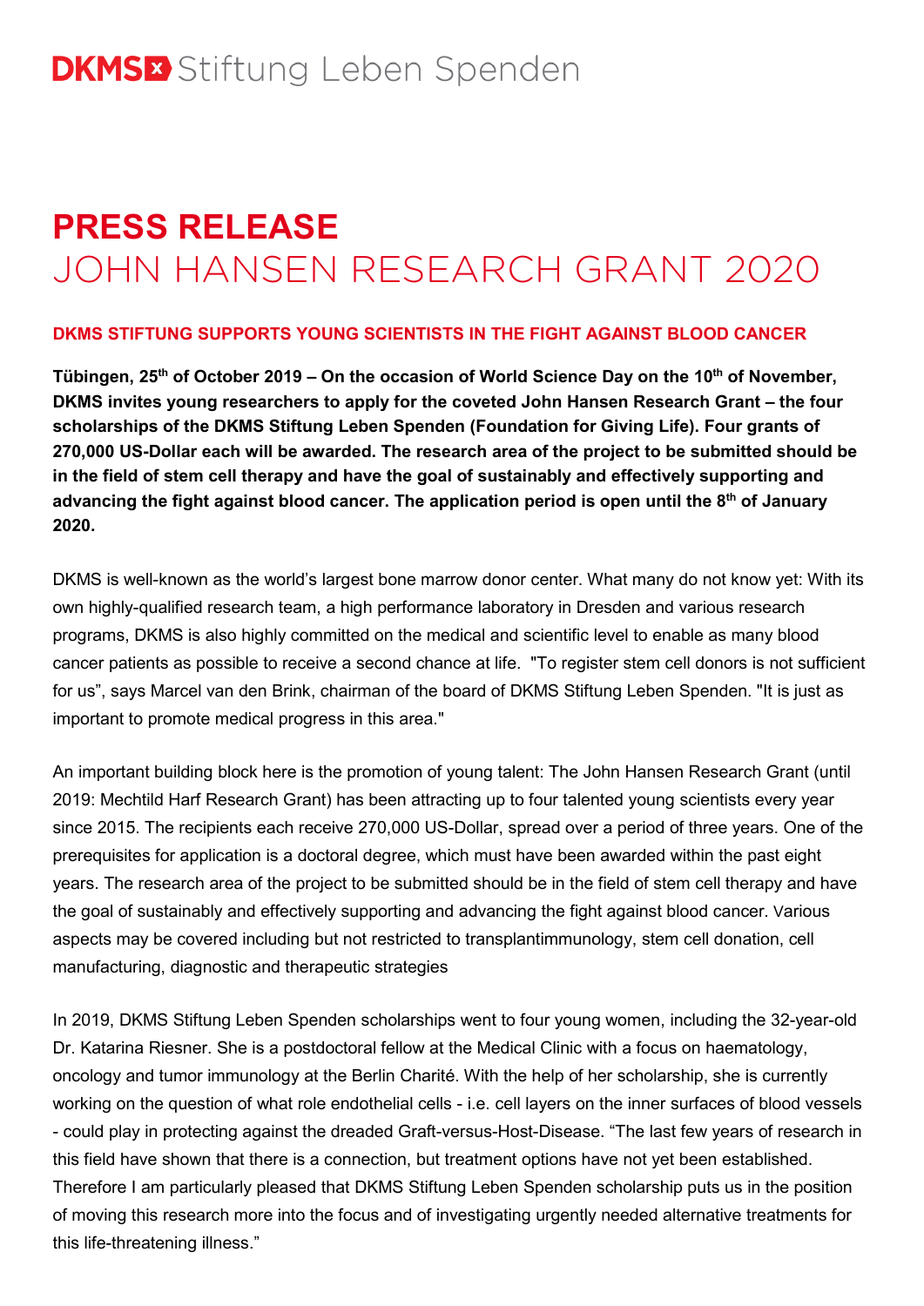DKMS Stiftung Leben Spenden

# PRESS RELEASE
# JOHN HANSEN RESEARCH GRANT 2020

### DKMS STIFTUNG SUPPORTS YOUNG SCIENTISTS IN THE FIGHT AGAINST BLOOD CANCER

**Tübingen, 25th of October 2019 – On the occasion of World Science Day on the 10th of November, DKMS invites young researchers to apply for the coveted John Hansen Research Grant – the four scholarships of the DKMS Stiftung Leben Spenden (Foundation for Giving Life). Four grants of 270,000 US-Dollar each will be awarded. The research area of the project to be submitted should be in the field of stem cell therapy and have the goal of sustainably and effectively supporting and advancing the fight against blood cancer. The application period is open until the 8th of January 2020.**

DKMS is well-known as the world's largest bone marrow donor center. What many do not know yet: With its own highly-qualified research team, a high performance laboratory in Dresden and various research programs, DKMS is also highly committed on the medical and scientific level to enable as many blood cancer patients as possible to receive a second chance at life. "To register stem cell donors is not sufficient for us", says Marcel van den Brink, chairman of the board of DKMS Stiftung Leben Spenden. "It is just as important to promote medical progress in this area."

An important building block here is the promotion of young talent: The John Hansen Research Grant (until 2019: Mechtild Harf Research Grant) has been attracting up to four talented young scientists every year since 2015. The recipients each receive 270,000 US-Dollar, spread over a period of three years. One of the prerequisites for application is a doctoral degree, which must have been awarded within the past eight years. The research area of the project to be submitted should be in the field of stem cell therapy and have the goal of sustainably and effectively supporting and advancing the fight against blood cancer. Various aspects may be covered including but not restricted to transplantimmunology, stem cell donation, cell manufacturing, diagnostic and therapeutic strategies

In 2019, DKMS Stiftung Leben Spenden scholarships went to four young women, including the 32-year-old Dr. Katarina Riesner. She is a postdoctoral fellow at the Medical Clinic with a focus on haematology, oncology and tumor immunology at the Berlin Charité. With the help of her scholarship, she is currently working on the question of what role endothelial cells - i.e. cell layers on the inner surfaces of blood vessels - could play in protecting against the dreaded Graft-versus-Host-Disease. "The last few years of research in this field have shown that there is a connection, but treatment options have not yet been established. Therefore I am particularly pleased that DKMS Stiftung Leben Spenden scholarship puts us in the position of moving this research more into the focus and of investigating urgently needed alternative treatments for this life-threatening illness."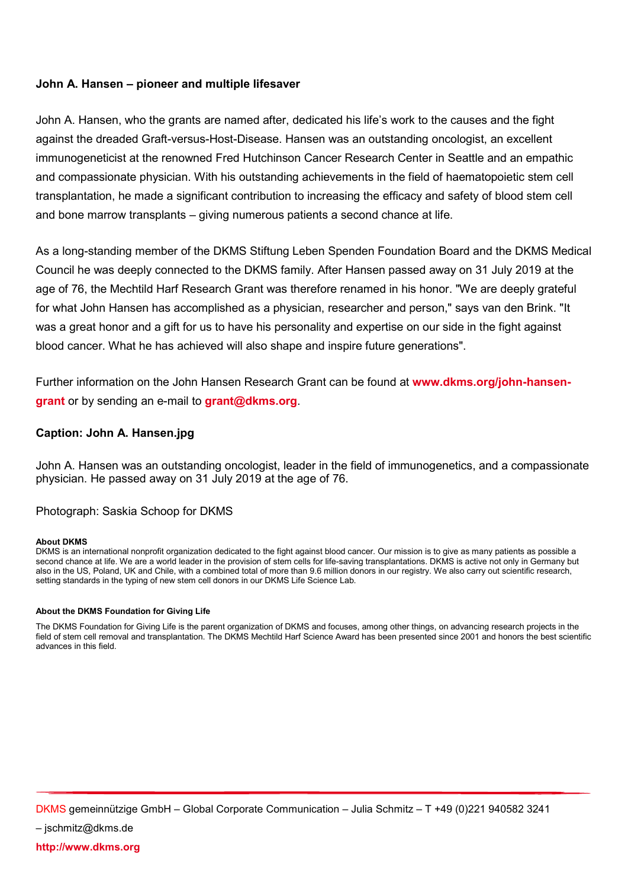**John A. Hansen – pioneer and multiple lifesaver**

John A. Hansen, who the grants are named after, dedicated his life's work to the causes and the fight against the dreaded Graft-versus-Host-Disease. Hansen was an outstanding oncologist, an excellent immunogeneticist at the renowned Fred Hutchinson Cancer Research Center in Seattle and an empathic and compassionate physician. With his outstanding achievements in the field of haematopoietic stem cell transplantation, he made a significant contribution to increasing the efficacy and safety of blood stem cell and bone marrow transplants – giving numerous patients a second chance at life.

As a long-standing member of the DKMS Stiftung Leben Spenden Foundation Board and the DKMS Medical Council he was deeply connected to the DKMS family. After Hansen passed away on 31 July 2019 at the age of 76, the Mechtild Harf Research Grant was therefore renamed in his honor. "We are deeply grateful for what John Hansen has accomplished as a physician, researcher and person," says van den Brink. "It was a great honor and a gift for us to have his personality and expertise on our side in the fight against blood cancer. What he has achieved will also shape and inspire future generations".

Further information on the John Hansen Research Grant can be found at **www.dkms.org/john-hansen-grant** or by sending an e-mail to **grant@dkms.org**.

**Caption: John A. Hansen.jpg**

John A. Hansen was an outstanding oncologist, leader in the field of immunogenetics, and a compassionate physician. He passed away on 31 July 2019 at the age of 76.

Photograph: Saskia Schoop for DKMS

**About DKMS**
DKMS is an international nonprofit organization dedicated to the fight against blood cancer. Our mission is to give as many patients as possible a second chance at life. We are a world leader in the provision of stem cells for life-saving transplantations. DKMS is active not only in Germany but also in the US, Poland, UK and Chile, with a combined total of more than 9.6 million donors in our registry. We also carry out scientific research, setting standards in the typing of new stem cell donors in our DKMS Life Science Lab.

**About the DKMS Foundation for Giving Life**

The DKMS Foundation for Giving Life is the parent organization of DKMS and focuses, among other things, on advancing research projects in the field of stem cell removal and transplantation. The DKMS Mechtild Harf Science Award has been presented since 2001 and honors the best scientific advances in this field.

DKMS gemeinnützige GmbH – Global Corporate Communication – Julia Schmitz – T +49 (0)221 940582 3241 – jschmitz@dkms.de

**http://www.dkms.org**